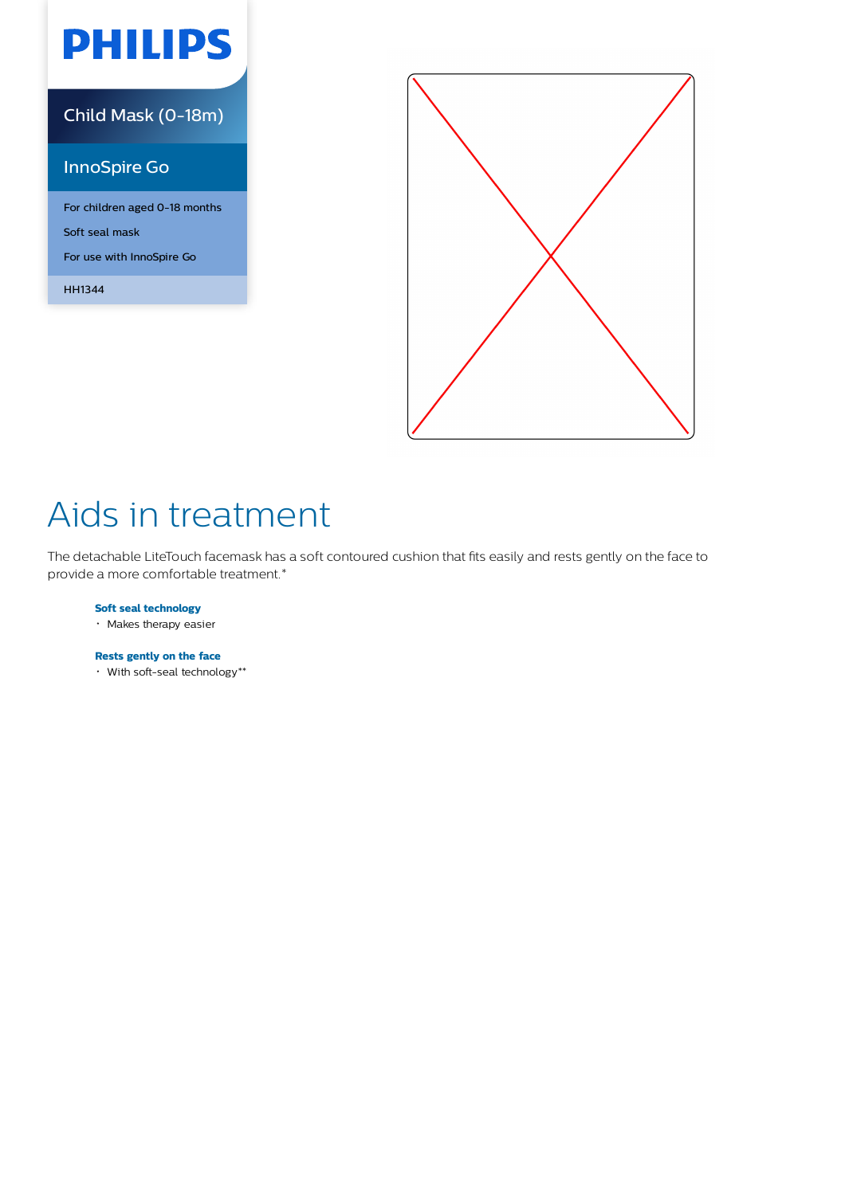PHILIPS

Child Mask (0-18m)

InnoSpire Go

For children aged 0-18 months

Soft seal mask

For use with InnoSpire Go

HH1344

# Aids in treatment

The detachable LiteTouch facemask has a soft contoured cushion that fits easily and rests gently on the face to provide a more comfortable treatment.*

**Soft seal technology**

- Makes therapy easier

**Rests gently on the face**

- With soft-seal technology**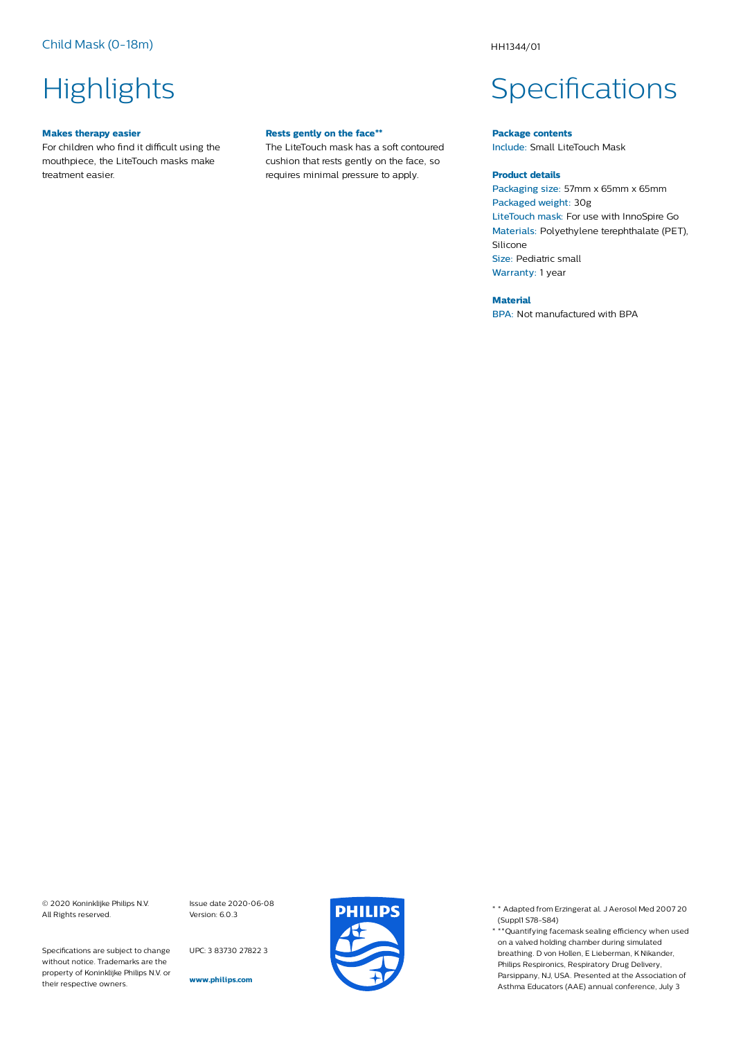Child Mask (0-18m)

HH1344/01

# Highlights

**Makes therapy easier**

For children who find it difficult using the mouthpiece, the LiteTouch masks make treatment easier.

**Rests gently on the face****

The LiteTouch mask has a soft contoured cushion that rests gently on the face, so requires minimal pressure to apply.

# Specifications

**Package contents**

Include: Small LiteTouch Mask

**Product details**

Packaging size: 57mm x 65mm x 65mm
Packaged weight: 30g
LiteTouch mask: For use with InnoSpire Go
Materials: Polyethylene terephthalate (PET), Silicone
Size: Pediatric small
Warranty: 1 year

**Material**

BPA: Not manufactured with BPA

© 2020 Koninklijke Philips N.V.
All Rights reserved.

Specifications are subject to change without notice. Trademarks are the property of Koninklijke Philips N.V. or their respective owners.

Issue date 2020-06-08
Version: 6.0.3

UPC: 3 83730 27822 3

**www.philips.com**

* * Adapted from Erzingerat al. J Aerosol Med 2007 20 (Suppl1 S78-S84)
* **Quantifying facemask sealing efficiency when used on a valved holding chamber during simulated breathing. D von Hollen, E Lieberman, K Nikander, Philips Respironics, Respiratory Drug Delivery, Parsippany, NJ, USA. Presented at the Association of Asthma Educators (AAE) annual conference, July 3